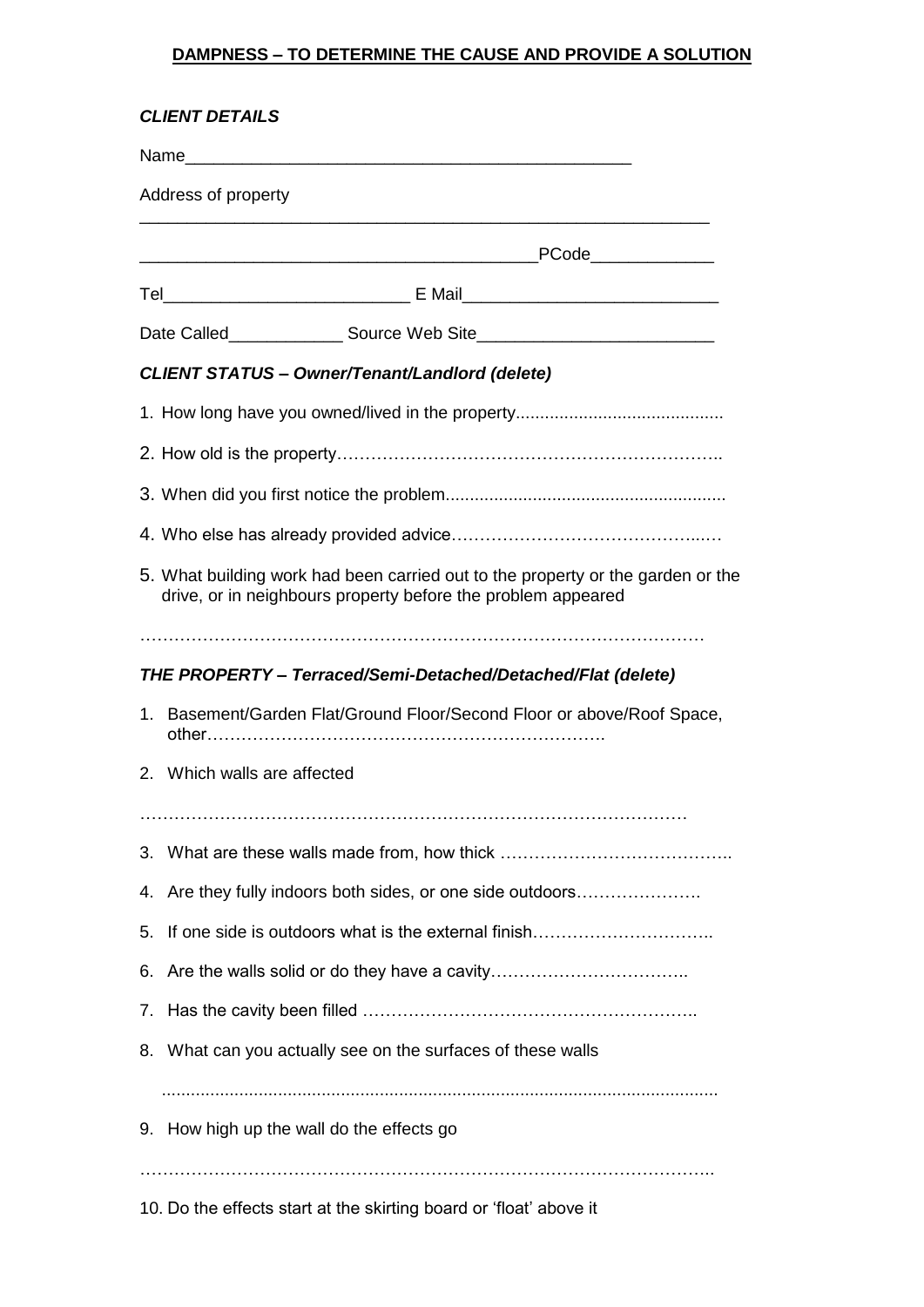# **DAMPNESS – TO DETERMINE THE CAUSE AND PROVIDE A SOLUTION**

***CLIENT DETAILS***

Name_______________________________________________

Address of property

____________________________________________________________

__________________________________________PCode____________

Tel_________________________ E Mail__________________________

Date Called____________ Source Web Site________________________

***CLIENT STATUS – Owner/Tenant/Landlord (delete)***

1. How long have you owned/lived in the property.........................................
2. How old is the property………………………………………………………..
3. When did you first notice the problem.........................................................
4. Who else has already provided advice……………………………………..…
5. What building work had been carried out to the property or the garden or the drive, or in neighbours property before the problem appeared

…………………………………………………………………………………….

***THE PROPERTY – Terraced/Semi-Detached/Detached/Flat (delete)***

1. Basement/Garden Flat/Ground Floor/Second Floor or above/Roof Space, other…………………………………………………………….
2. Which walls are affected

…………………………………………………………………………………….

3. What are these walls made from, how thick …………………………………..
4. Are they fully indoors both sides, or one side outdoors………………….
5. If one side is outdoors what is the external finish…………………………..
6. Are the walls solid or do they have a cavity……………………………..
7. Has the cavity been filled …………………………………………………..
8. What can you actually see on the surfaces of these walls

.................................................................................................................

9. How high up the wall do the effects go

……………………………………………………………………………………..

10. Do the effects start at the skirting board or 'float' above it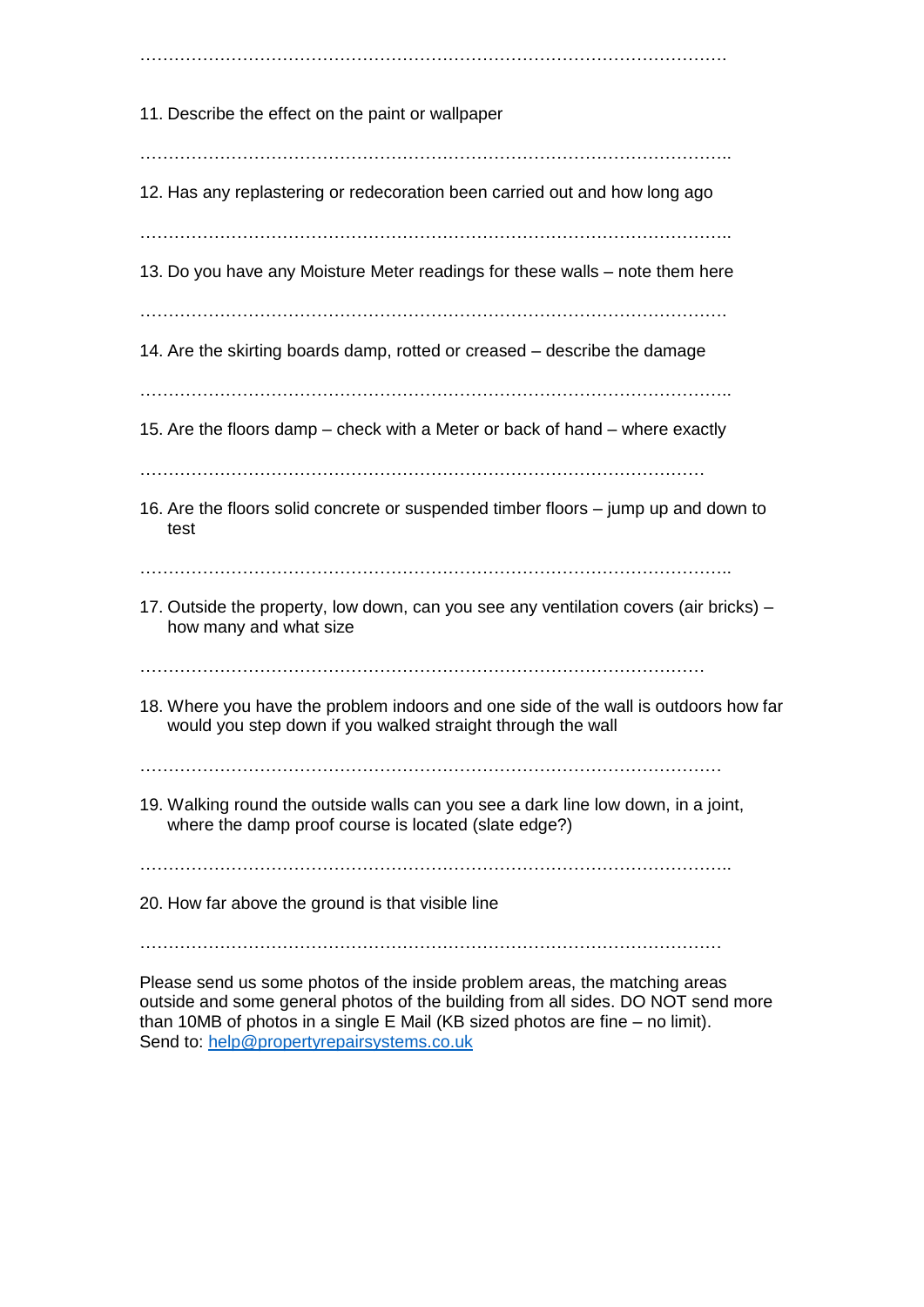…………………………………………………………………………………………

11. Describe the effect on the paint or wallpaper

…………………………………………………………………………………………..

12. Has any replastering or redecoration been carried out and how long ago

…………………………………………………………………………………………..

13. Do you have any Moisture Meter readings for these walls – note them here

…………………………………………………………………………………………

14. Are the skirting boards damp, rotted or creased – describe the damage

…………………………………………………………………………………………..

15. Are the floors damp – check with a Meter or back of hand – where exactly

………………………………………………………………………………………

16. Are the floors solid concrete or suspended timber floors – jump up and down to test

…………………………………………………………………………………………..

17. Outside the property, low down, can you see any ventilation covers (air bricks) – how many and what size

………………………………………………………………………………………

18. Where you have the problem indoors and one side of the wall is outdoors how far would you step down if you walked straight through the wall

…………………………………………………………………………………………

19. Walking round the outside walls can you see a dark line low down, in a joint, where the damp proof course is located (slate edge?)

…………………………………………………………………………………………..

20. How far above the ground is that visible line

…………………………………………………………………………………………

Please send us some photos of the inside problem areas, the matching areas outside and some general photos of the building from all sides. DO NOT send more than 10MB of photos in a single E Mail (KB sized photos are fine – no limit).
Send to: [help@propertyrepairsystems.co.uk](mailto:help@propertyrepairsystems.co.uk)